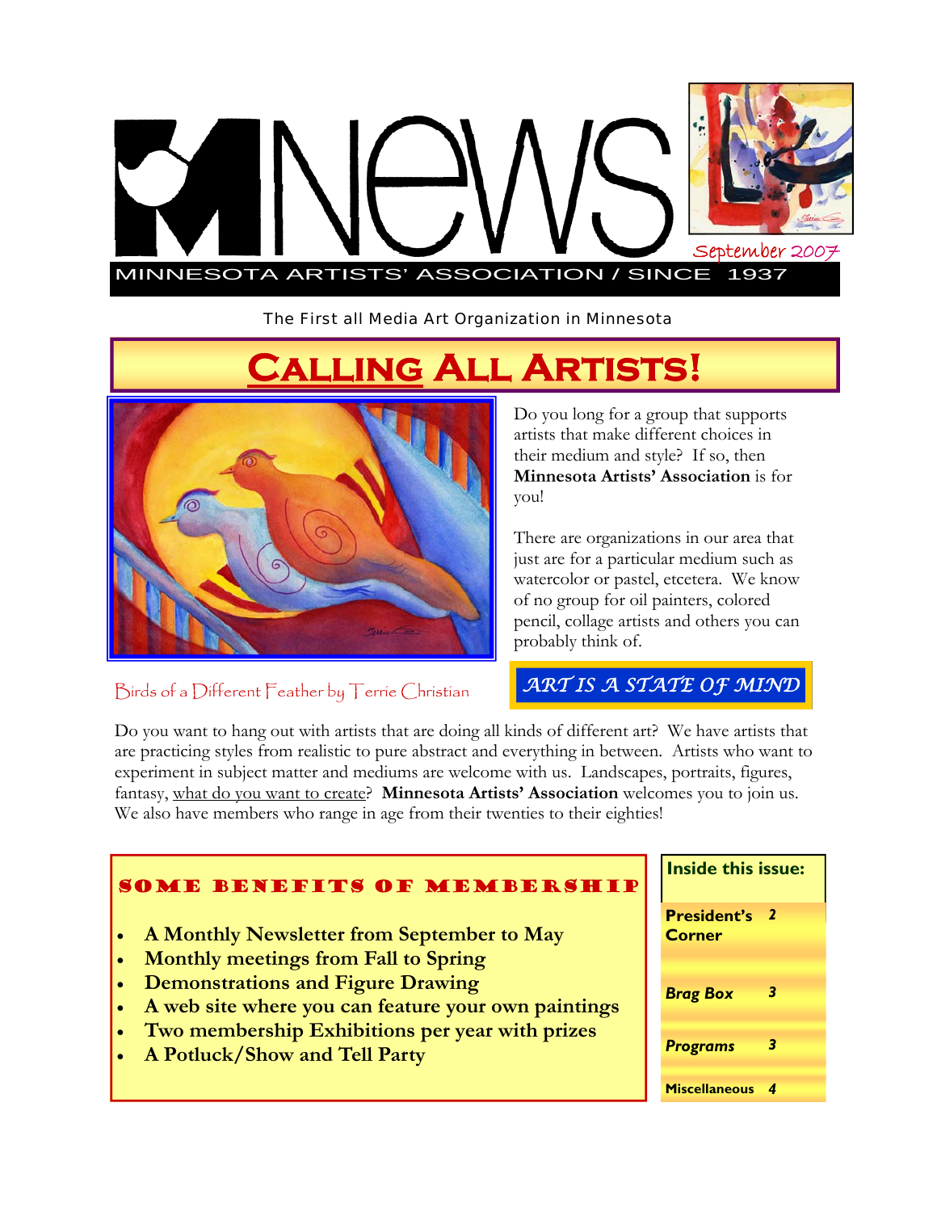# MNews

September 2007

MINNESOTA ARTISTS' ASSOCIATION / SINCE 1937

The First all Media Art Organization in Minnesota

## Calling All Artists!

Birds of a Different Feather by Terrie Christian

Do you long for a group that supports artists that make different choices in their medium and style? If so, then **Minnesota Artists' Association** is for you!

There are organizations in our area that just are for a particular medium such as watercolor or pastel, etcetera. We know of no group for oil painters, colored pencil, collage artists and others you can probably think of.

***ART IS A STATE OF MIND***

Do you want to hang out with artists that are doing all kinds of different art? We have artists that are practicing styles from realistic to pure abstract and everything in between. Artists who want to experiment in subject matter and mediums are welcome with us. Landscapes, portraits, figures, fantasy, what do you want to create? **Minnesota Artists' Association** welcomes you to join us. We also have members who range in age from their twenties to their eighties!

### Some Benefits of Membership

- **A Monthly Newsletter from September to May**
- **Monthly meetings from Fall to Spring**
- **Demonstrations and Figure Drawing**
- **A web site where you can feature your own paintings**
- **Two membership Exhibitions per year with prizes**
- **A Potluck/Show and Tell Party**

| Inside this issue: | |
|---|---|
| **President's Corner** | 2 |
| ***Brag Box*** | 3 |
| ***Programs*** | 3 |
| **Miscellaneous** | 4 |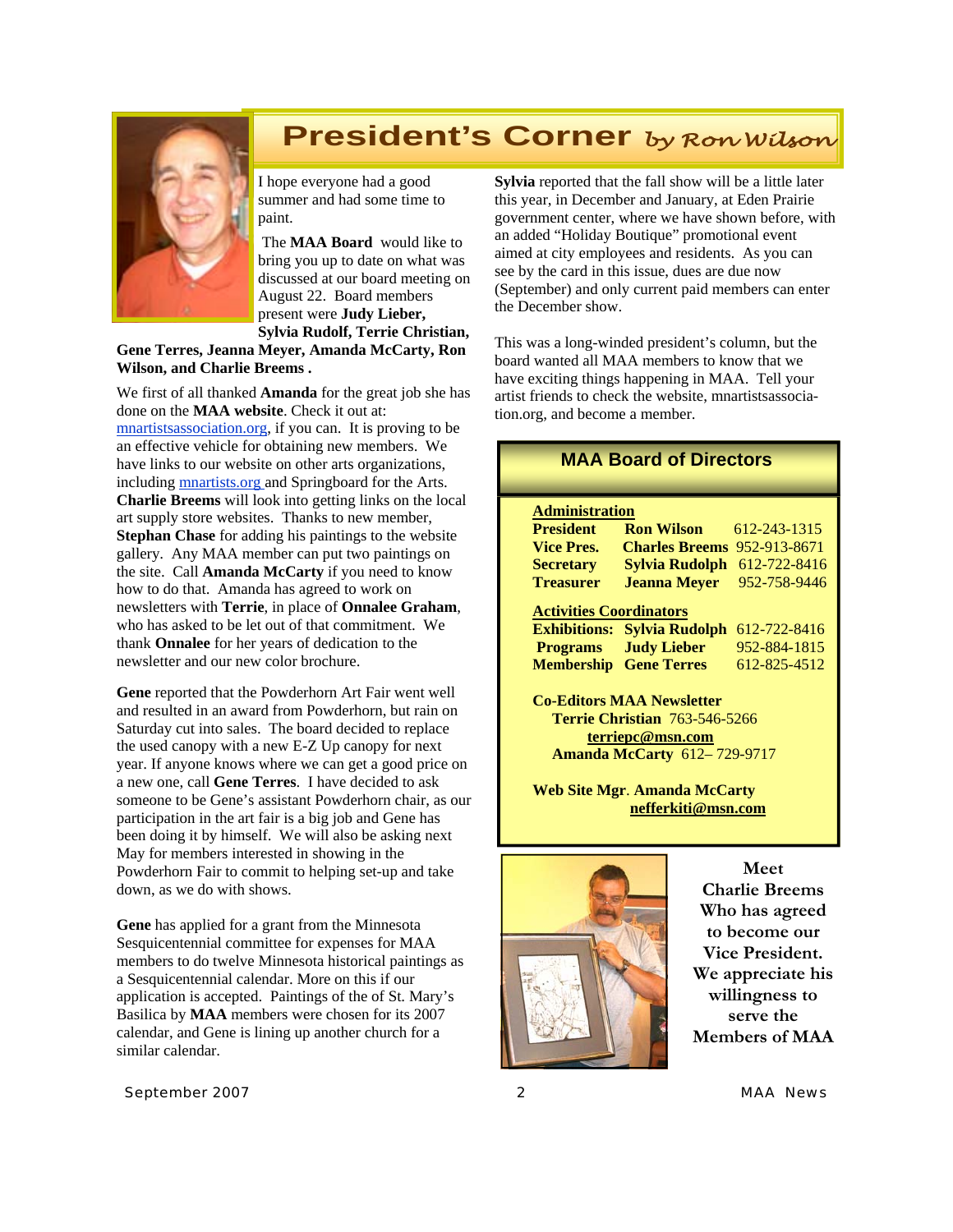# President's Corner *by Ron Wilson*

I hope everyone had a good summer and had some time to paint.

The **MAA Board** would like to bring you up to date on what was discussed at our board meeting on August 22. Board members present were **Judy Lieber, Sylvia Rudolf, Terrie Christian, Gene Terres, Jeanna Meyer, Amanda McCarty, Ron Wilson, and Charlie Breems .**

We first of all thanked **Amanda** for the great job she has done on the **MAA website**. Check it out at: mnartistsassociation.org, if you can. It is proving to be an effective vehicle for obtaining new members. We have links to our website on other arts organizations, including mnartists.org and Springboard for the Arts. **Charlie Breems** will look into getting links on the local art supply store websites. Thanks to new member, **Stephan Chase** for adding his paintings to the website gallery. Any MAA member can put two paintings on the site. Call **Amanda McCarty** if you need to know how to do that. Amanda has agreed to work on newsletters with **Terrie**, in place of **Onnalee Graham**, who has asked to be let out of that commitment. We thank **Onnalee** for her years of dedication to the newsletter and our new color brochure.

**Gene** reported that the Powderhorn Art Fair went well and resulted in an award from Powderhorn, but rain on Saturday cut into sales. The board decided to replace the used canopy with a new E-Z Up canopy for next year. If anyone knows where we can get a good price on a new one, call **Gene Terres**. I have decided to ask someone to be Gene's assistant Powderhorn chair, as our participation in the art fair is a big job and Gene has been doing it by himself. We will also be asking next May for members interested in showing in the Powderhorn Fair to commit to helping set-up and take down, as we do with shows.

**Gene** has applied for a grant from the Minnesota Sesquicentennial committee for expenses for MAA members to do twelve Minnesota historical paintings as a Sesquicentennial calendar. More on this if our application is accepted. Paintings of the of St. Mary's Basilica by **MAA** members were chosen for its 2007 calendar, and Gene is lining up another church for a similar calendar.

**Sylvia** reported that the fall show will be a little later this year, in December and January, at Eden Prairie government center, where we have shown before, with an added "Holiday Boutique" promotional event aimed at city employees and residents. As you can see by the card in this issue, dues are due now (September) and only current paid members can enter the December show.

This was a long-winded president's column, but the board wanted all MAA members to know that we have exciting things happening in MAA. Tell your artist friends to check the website, mnartistsassocia-tion.org, and become a member.

## MAA Board of Directors

**Administration**

| | | |
|---|---|---|
| **President** | **Ron Wilson** | 612-243-1315 |
| **Vice Pres.** | **Charles Breems** | 952-913-8671 |
| **Secretary** | **Sylvia Rudolph** | 612-722-8416 |
| **Treasurer** | **Jeanna Meyer** | 952-758-9446 |

**Activities Coordinators**

| | | |
|---|---|---|
| **Exhibitions:** | **Sylvia Rudolph** | 612-722-8416 |
| **Programs** | **Judy Lieber** | 952-884-1815 |
| **Membership** | **Gene Terres** | 612-825-4512 |

**Co-Editors MAA Newsletter**
**Terrie Christian** 763-546-5266
**terriepc@msn.com**
**Amanda McCarty** 612– 729-9717

**Web Site Mgr. Amanda McCarty**
**nefferkiti@msn.com**

Meet Charlie Breems Who has agreed to become our Vice President. We appreciate his willingness to serve the Members of MAA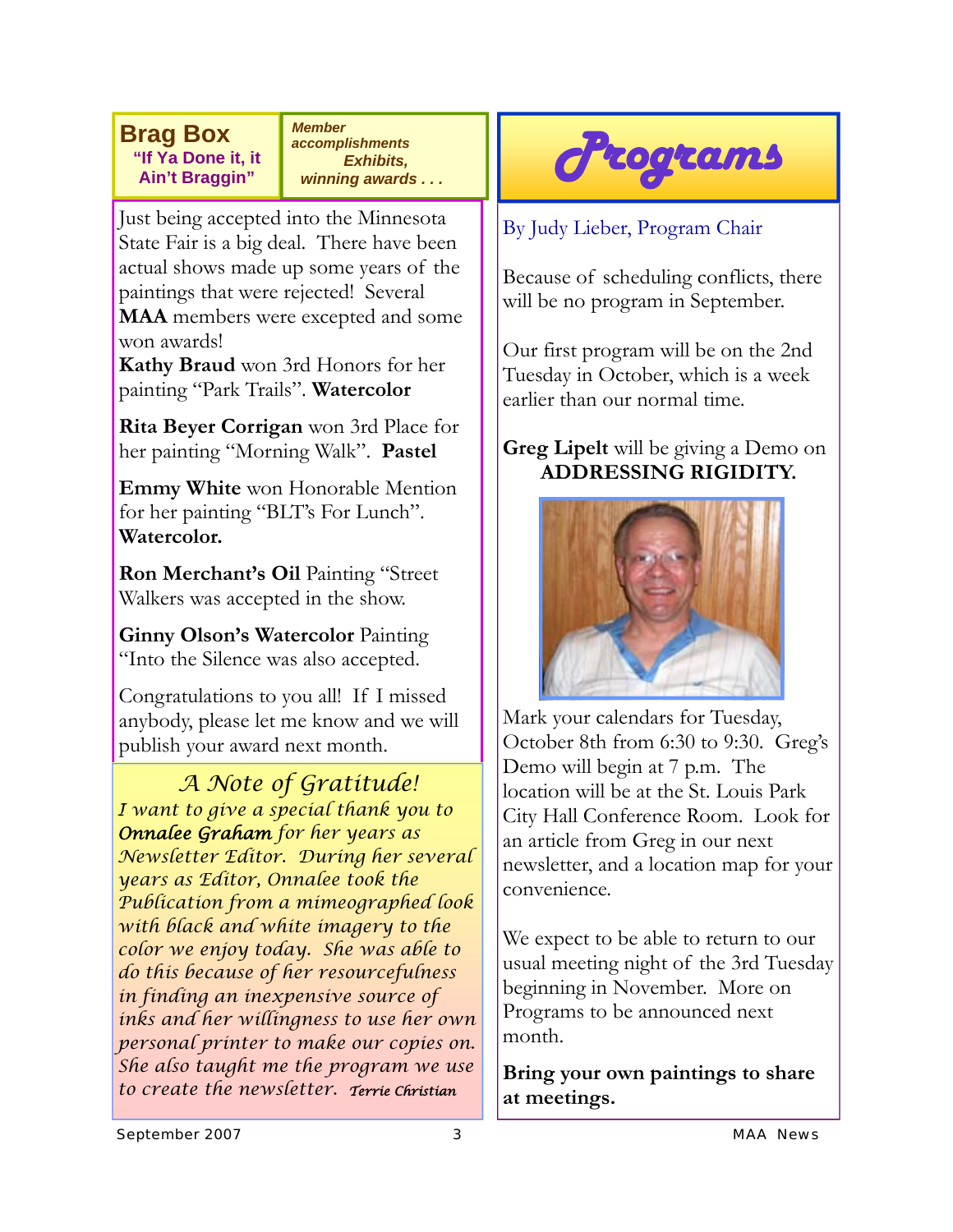## Brag Box

**"If Ya Done it, it Ain't Braggin"**

***Member accomplishments Exhibits, winning awards . . .***

Just being accepted into the Minnesota State Fair is a big deal. There have been actual shows made up some years of the paintings that were rejected! Several **MAA** members were excepted and some won awards!

**Kathy Braud** won 3rd Honors for her painting "Park Trails". **Watercolor**

**Rita Beyer Corrigan** won 3rd Place for her painting "Morning Walk". **Pastel**

**Emmy White** won Honorable Mention for her painting "BLT's For Lunch". **Watercolor.**

**Ron Merchant's Oil** Painting "Street Walkers was accepted in the show.

**Ginny Olson's Watercolor** Painting "Into the Silence was also accepted.

Congratulations to you all! If I missed anybody, please let me know and we will publish your award next month.

## *A Note of Gratitude!*

*I want to give a special thank you to **Onnalee Graham** for her years as Newsletter Editor. During her several years as Editor, Onnalee took the Publication from a mimeographed look with black and white imagery to the color we enjoy today. She was able to do this because of her resourcefulness in finding an inexpensive source of inks and her willingness to use her own personal printer to make our copies on. She also taught me the program we use to create the newsletter. Terrie Christian*

## *Programs*

By Judy Lieber, Program Chair

Because of scheduling conflicts, there will be no program in September.

Our first program will be on the 2nd Tuesday in October, which is a week earlier than our normal time.

**Greg Lipelt** will be giving a Demo on **ADDRESSING RIGIDITY.**

Mark your calendars for Tuesday, October 8th from 6:30 to 9:30. Greg's Demo will begin at 7 p.m. The location will be at the St. Louis Park City Hall Conference Room. Look for an article from Greg in our next newsletter, and a location map for your convenience.

We expect to be able to return to our usual meeting night of the 3rd Tuesday beginning in November. More on Programs to be announced next month.

**Bring your own paintings to share at meetings.**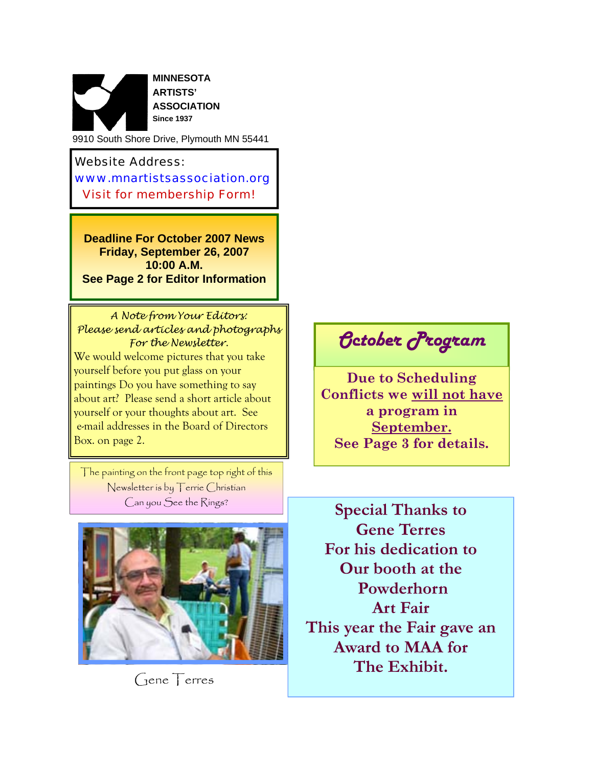**MINNESOTA ARTISTS' ASSOCIATION**
**Since 1937**

9910 South Shore Drive, Plymouth MN 55441

Website Address:
www.mnartistsassociation.org
Visit for membership Form!

**Deadline For October 2007 News**
**Friday, September 26, 2007**
**10:00 A.M.**
**See Page 2 for Editor Information**

*A Note from Your Editors:*
*Please send articles and photographs*
*For the Newsletter.*

We would welcome pictures that you take yourself before you put glass on your paintings Do you have something to say about art? Please send a short article about yourself or your thoughts about art. See e-mail addresses in the Board of Directors Box. on page 2.

The painting on the front page top right of this Newsletter is by Terrie Christian
Can you See the Rings?

Gene Terres

## *October Program*

**Due to Scheduling Conflicts we <u>will not have</u> a program in <u>September.</u>**
**See Page 3 for details.**

**Special Thanks to**
**Gene Terres**
**For his dedication to**
**Our booth at the**
**Powderhorn**
**Art Fair**
**This year the Fair gave an**
**Award to MAA for**
**The Exhibit.**